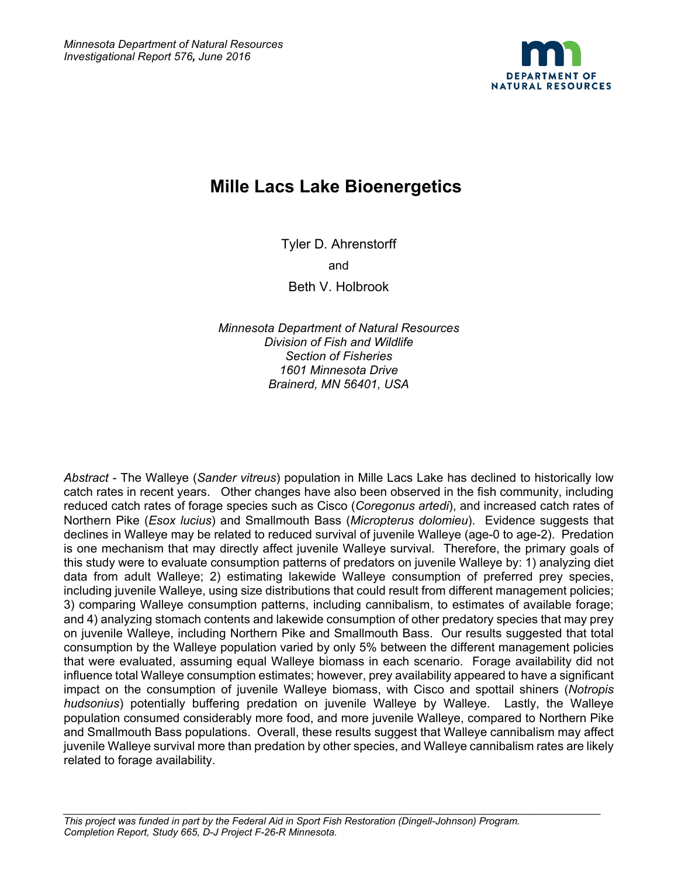*Minnesota Department of Natural Resources*
*Investigational Report 576, June 2016*

# Mille Lacs Lake Bioenergetics

Tyler D. Ahrenstorff

and

Beth V. Holbrook

*Minnesota Department of Natural Resources*
*Division of Fish and Wildlife*
*Section of Fisheries*
*1601 Minnesota Drive*
*Brainerd, MN 56401, USA*

*Abstract* - The Walleye (*Sander vitreus*) population in Mille Lacs Lake has declined to historically low catch rates in recent years. Other changes have also been observed in the fish community, including reduced catch rates of forage species such as Cisco (*Coregonus artedi*), and increased catch rates of Northern Pike (*Esox lucius*) and Smallmouth Bass (*Micropterus dolomieu*). Evidence suggests that declines in Walleye may be related to reduced survival of juvenile Walleye (age-0 to age-2). Predation is one mechanism that may directly affect juvenile Walleye survival. Therefore, the primary goals of this study were to evaluate consumption patterns of predators on juvenile Walleye by: 1) analyzing diet data from adult Walleye; 2) estimating lakewide Walleye consumption of preferred prey species, including juvenile Walleye, using size distributions that could result from different management policies; 3) comparing Walleye consumption patterns, including cannibalism, to estimates of available forage; and 4) analyzing stomach contents and lakewide consumption of other predatory species that may prey on juvenile Walleye, including Northern Pike and Smallmouth Bass. Our results suggested that total consumption by the Walleye population varied by only 5% between the different management policies that were evaluated, assuming equal Walleye biomass in each scenario. Forage availability did not influence total Walleye consumption estimates; however, prey availability appeared to have a significant impact on the consumption of juvenile Walleye biomass, with Cisco and spottail shiners (*Notropis hudsonius*) potentially buffering predation on juvenile Walleye by Walleye. Lastly, the Walleye population consumed considerably more food, and more juvenile Walleye, compared to Northern Pike and Smallmouth Bass populations. Overall, these results suggest that Walleye cannibalism may affect juvenile Walleye survival more than predation by other species, and Walleye cannibalism rates are likely related to forage availability.

---

*This project was funded in part by the Federal Aid in Sport Fish Restoration (Dingell-Johnson) Program.*
*Completion Report, Study 665, D-J Project F-26-R Minnesota.*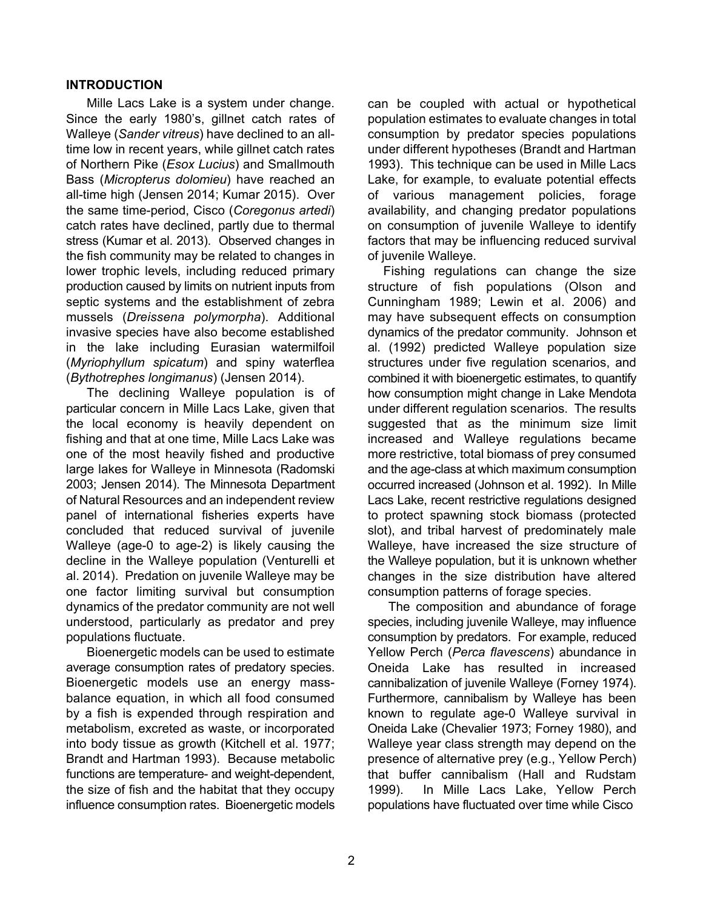## INTRODUCTION

Mille Lacs Lake is a system under change. Since the early 1980's, gillnet catch rates of Walleye (*Sander vitreus*) have declined to an all-time low in recent years, while gillnet catch rates of Northern Pike (*Esox Lucius*) and Smallmouth Bass (*Micropterus dolomieu*) have reached an all-time high (Jensen 2014; Kumar 2015). Over the same time-period, Cisco (*Coregonus artedi*) catch rates have declined, partly due to thermal stress (Kumar et al. 2013). Observed changes in the fish community may be related to changes in lower trophic levels, including reduced primary production caused by limits on nutrient inputs from septic systems and the establishment of zebra mussels (*Dreissena polymorpha*). Additional invasive species have also become established in the lake including Eurasian watermilfoil (*Myriophyllum spicatum*) and spiny waterflea (*Bythotrephes longimanus*) (Jensen 2014).

The declining Walleye population is of particular concern in Mille Lacs Lake, given that the local economy is heavily dependent on fishing and that at one time, Mille Lacs Lake was one of the most heavily fished and productive large lakes for Walleye in Minnesota (Radomski 2003; Jensen 2014). The Minnesota Department of Natural Resources and an independent review panel of international fisheries experts have concluded that reduced survival of juvenile Walleye (age-0 to age-2) is likely causing the decline in the Walleye population (Venturelli et al. 2014). Predation on juvenile Walleye may be one factor limiting survival but consumption dynamics of the predator community are not well understood, particularly as predator and prey populations fluctuate.

Bioenergetic models can be used to estimate average consumption rates of predatory species. Bioenergetic models use an energy mass-balance equation, in which all food consumed by a fish is expended through respiration and metabolism, excreted as waste, or incorporated into body tissue as growth (Kitchell et al. 1977; Brandt and Hartman 1993). Because metabolic functions are temperature- and weight-dependent, the size of fish and the habitat that they occupy influence consumption rates. Bioenergetic models can be coupled with actual or hypothetical population estimates to evaluate changes in total consumption by predator species populations under different hypotheses (Brandt and Hartman 1993). This technique can be used in Mille Lacs Lake, for example, to evaluate potential effects of various management policies, forage availability, and changing predator populations on consumption of juvenile Walleye to identify factors that may be influencing reduced survival of juvenile Walleye.

Fishing regulations can change the size structure of fish populations (Olson and Cunningham 1989; Lewin et al. 2006) and may have subsequent effects on consumption dynamics of the predator community. Johnson et al. (1992) predicted Walleye population size structures under five regulation scenarios, and combined it with bioenergetic estimates, to quantify how consumption might change in Lake Mendota under different regulation scenarios. The results suggested that as the minimum size limit increased and Walleye regulations became more restrictive, total biomass of prey consumed and the age-class at which maximum consumption occurred increased (Johnson et al. 1992). In Mille Lacs Lake, recent restrictive regulations designed to protect spawning stock biomass (protected slot), and tribal harvest of predominately male Walleye, have increased the size structure of the Walleye population, but it is unknown whether changes in the size distribution have altered consumption patterns of forage species.

The composition and abundance of forage species, including juvenile Walleye, may influence consumption by predators. For example, reduced Yellow Perch (*Perca flavescens*) abundance in Oneida Lake has resulted in increased cannibalization of juvenile Walleye (Forney 1974). Furthermore, cannibalism by Walleye has been known to regulate age-0 Walleye survival in Oneida Lake (Chevalier 1973; Forney 1980), and Walleye year class strength may depend on the presence of alternative prey (e.g., Yellow Perch) that buffer cannibalism (Hall and Rudstam 1999). In Mille Lacs Lake, Yellow Perch populations have fluctuated over time while Cisco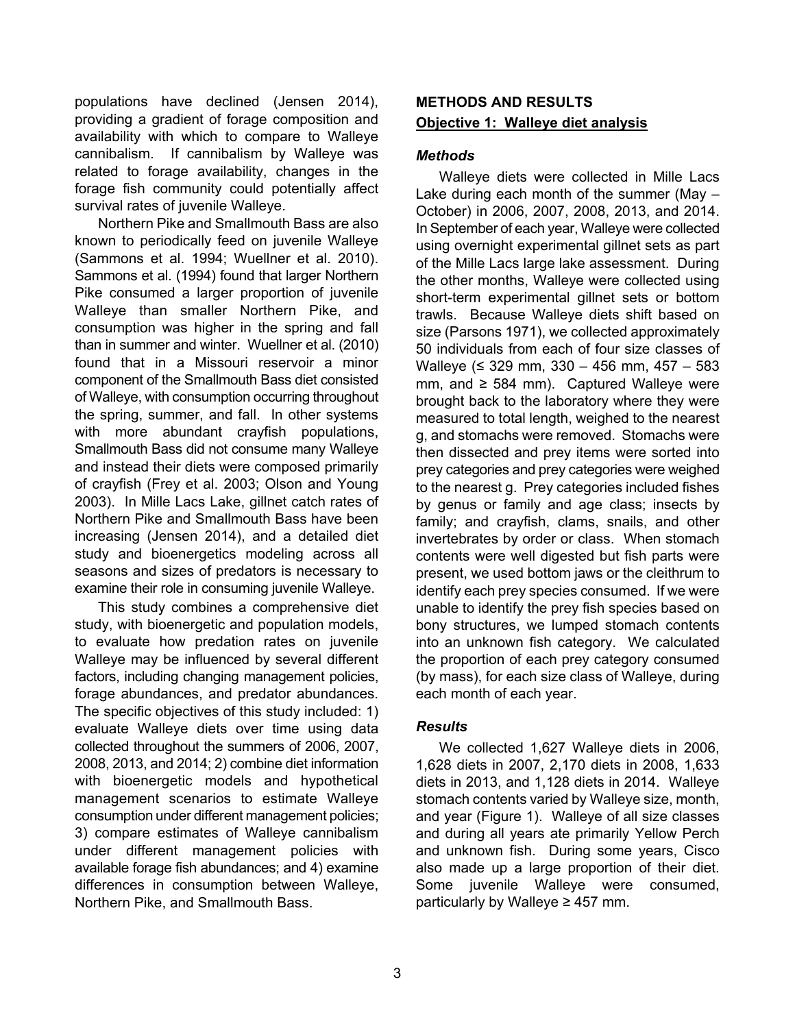populations have declined (Jensen 2014), providing a gradient of forage composition and availability with which to compare to Walleye cannibalism. If cannibalism by Walleye was related to forage availability, changes in the forage fish community could potentially affect survival rates of juvenile Walleye.

Northern Pike and Smallmouth Bass are also known to periodically feed on juvenile Walleye (Sammons et al. 1994; Wuellner et al. 2010). Sammons et al. (1994) found that larger Northern Pike consumed a larger proportion of juvenile Walleye than smaller Northern Pike, and consumption was higher in the spring and fall than in summer and winter. Wuellner et al. (2010) found that in a Missouri reservoir a minor component of the Smallmouth Bass diet consisted of Walleye, with consumption occurring throughout the spring, summer, and fall. In other systems with more abundant crayfish populations, Smallmouth Bass did not consume many Walleye and instead their diets were composed primarily of crayfish (Frey et al. 2003; Olson and Young 2003). In Mille Lacs Lake, gillnet catch rates of Northern Pike and Smallmouth Bass have been increasing (Jensen 2014), and a detailed diet study and bioenergetics modeling across all seasons and sizes of predators is necessary to examine their role in consuming juvenile Walleye.

This study combines a comprehensive diet study, with bioenergetic and population models, to evaluate how predation rates on juvenile Walleye may be influenced by several different factors, including changing management policies, forage abundances, and predator abundances. The specific objectives of this study included: 1) evaluate Walleye diets over time using data collected throughout the summers of 2006, 2007, 2008, 2013, and 2014; 2) combine diet information with bioenergetic models and hypothetical management scenarios to estimate Walleye consumption under different management policies; 3) compare estimates of Walleye cannibalism under different management policies with available forage fish abundances; and 4) examine differences in consumption between Walleye, Northern Pike, and Smallmouth Bass.

## METHODS AND RESULTS

### Objective 1: Walleye diet analysis

#### *Methods*

Walleye diets were collected in Mille Lacs Lake during each month of the summer (May – October) in 2006, 2007, 2008, 2013, and 2014. In September of each year, Walleye were collected using overnight experimental gillnet sets as part of the Mille Lacs large lake assessment. During the other months, Walleye were collected using short-term experimental gillnet sets or bottom trawls. Because Walleye diets shift based on size (Parsons 1971), we collected approximately 50 individuals from each of four size classes of Walleye (≤ 329 mm, 330 – 456 mm, 457 – 583 mm, and ≥ 584 mm). Captured Walleye were brought back to the laboratory where they were measured to total length, weighed to the nearest g, and stomachs were removed. Stomachs were then dissected and prey items were sorted into prey categories and prey categories were weighed to the nearest g. Prey categories included fishes by genus or family and age class; insects by family; and crayfish, clams, snails, and other invertebrates by order or class. When stomach contents were well digested but fish parts were present, we used bottom jaws or the cleithrum to identify each prey species consumed. If we were unable to identify the prey fish species based on bony structures, we lumped stomach contents into an unknown fish category. We calculated the proportion of each prey category consumed (by mass), for each size class of Walleye, during each month of each year.

#### *Results*

We collected 1,627 Walleye diets in 2006, 1,628 diets in 2007, 2,170 diets in 2008, 1,633 diets in 2013, and 1,128 diets in 2014. Walleye stomach contents varied by Walleye size, month, and year (Figure 1). Walleye of all size classes and during all years ate primarily Yellow Perch and unknown fish. During some years, Cisco also made up a large proportion of their diet. Some juvenile Walleye were consumed, particularly by Walleye ≥ 457 mm.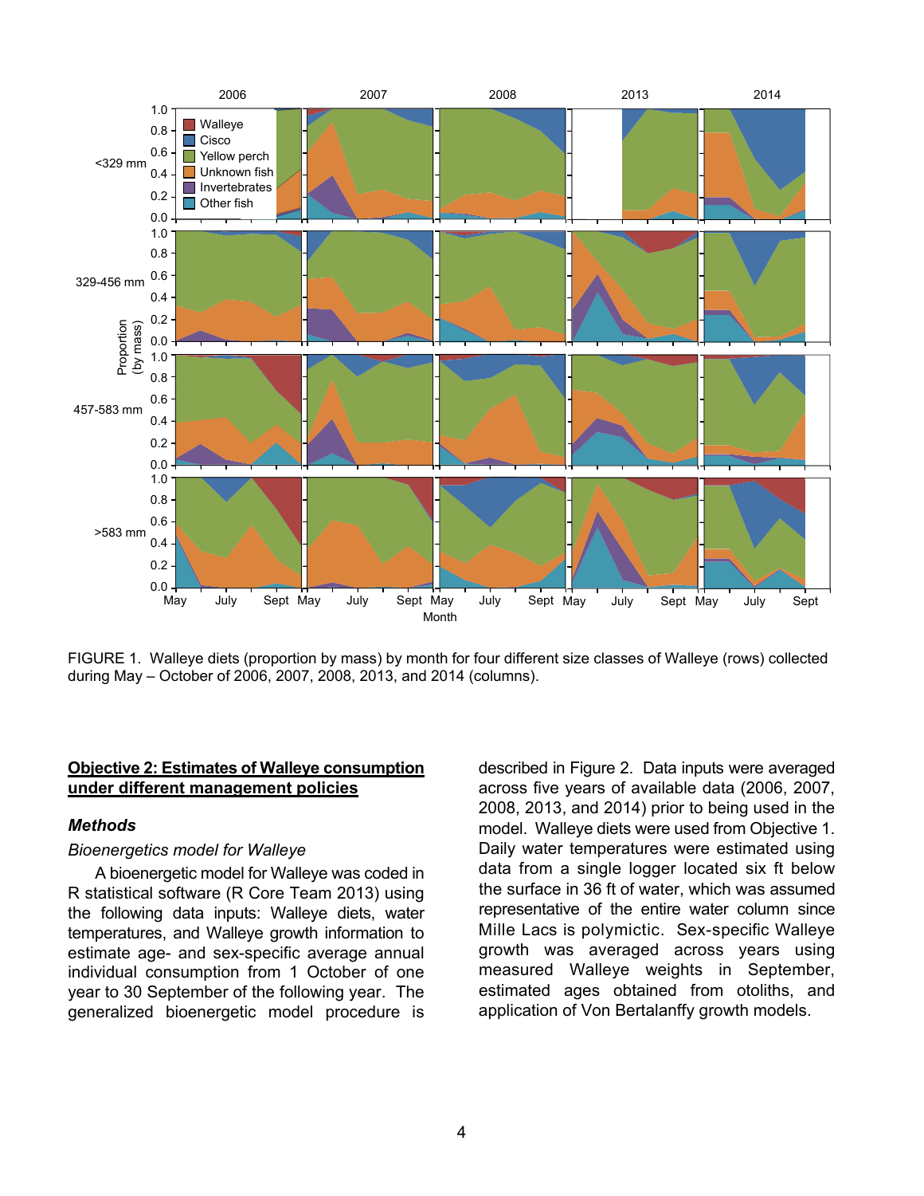FIGURE 1. Walleye diets (proportion by mass) by month for four different size classes of Walleye (rows) collected during May – October of 2006, 2007, 2008, 2013, and 2014 (columns).

## Objective 2: Estimates of Walleye consumption under different management policies

### *Methods*

*Bioenergetics model for Walleye*

A bioenergetic model for Walleye was coded in R statistical software (R Core Team 2013) using the following data inputs: Walleye diets, water temperatures, and Walleye growth information to estimate age- and sex-specific average annual individual consumption from 1 October of one year to 30 September of the following year. The generalized bioenergetic model procedure is described in Figure 2. Data inputs were averaged across five years of available data (2006, 2007, 2008, 2013, and 2014) prior to being used in the model. Walleye diets were used from Objective 1. Daily water temperatures were estimated using data from a single logger located six ft below the surface in 36 ft of water, which was assumed representative of the entire water column since Mille Lacs is polymictic. Sex-specific Walleye growth was averaged across years using measured Walleye weights in September, estimated ages obtained from otoliths, and application of Von Bertalanffy growth models.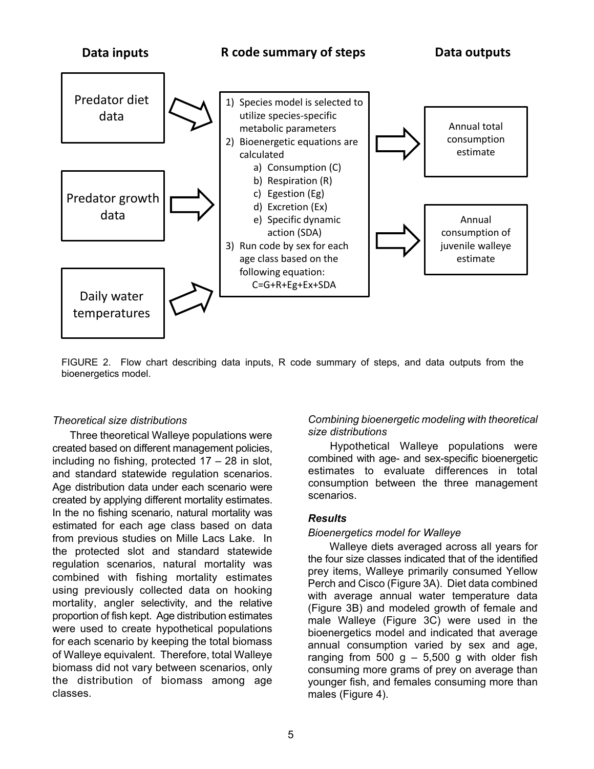**Data inputs**

- Predator diet data
- Predator growth data
- Daily water temperatures

**R code summary of steps**

1) Species model is selected to utilize species-specific metabolic parameters
2) Bioenergetic equations are calculated
   a) Consumption (C)
   b) Respiration (R)
   c) Egestion (Eg)
   d) Excretion (Ex)
   e) Specific dynamic action (SDA)
3) Run code by sex for each age class based on the following equation:
   C=G+R+Eg+Ex+SDA

**Data outputs**

- Annual total consumption estimate
- Annual consumption of juvenile walleye estimate

FIGURE 2. Flow chart describing data inputs, R code summary of steps, and data outputs from the bioenergetics model.

*Theoretical size distributions*

Three theoretical Walleye populations were created based on different management policies, including no fishing, protected 17 – 28 in slot, and standard statewide regulation scenarios. Age distribution data under each scenario were created by applying different mortality estimates. In the no fishing scenario, natural mortality was estimated for each age class based on data from previous studies on Mille Lacs Lake. In the protected slot and standard statewide regulation scenarios, natural mortality was combined with fishing mortality estimates using previously collected data on hooking mortality, angler selectivity, and the relative proportion of fish kept. Age distribution estimates were used to create hypothetical populations for each scenario by keeping the total biomass of Walleye equivalent. Therefore, total Walleye biomass did not vary between scenarios, only the distribution of biomass among age classes.

*Combining bioenergetic modeling with theoretical size distributions*

Hypothetical Walleye populations were combined with age- and sex-specific bioenergetic estimates to evaluate differences in total consumption between the three management scenarios.

### *Results*

*Bioenergetics model for Walleye*

Walleye diets averaged across all years for the four size classes indicated that of the identified prey items, Walleye primarily consumed Yellow Perch and Cisco (Figure 3A). Diet data combined with average annual water temperature data (Figure 3B) and modeled growth of female and male Walleye (Figure 3C) were used in the bioenergetics model and indicated that average annual consumption varied by sex and age, ranging from 500 g – 5,500 g with older fish consuming more grams of prey on average than younger fish, and females consuming more than males (Figure 4).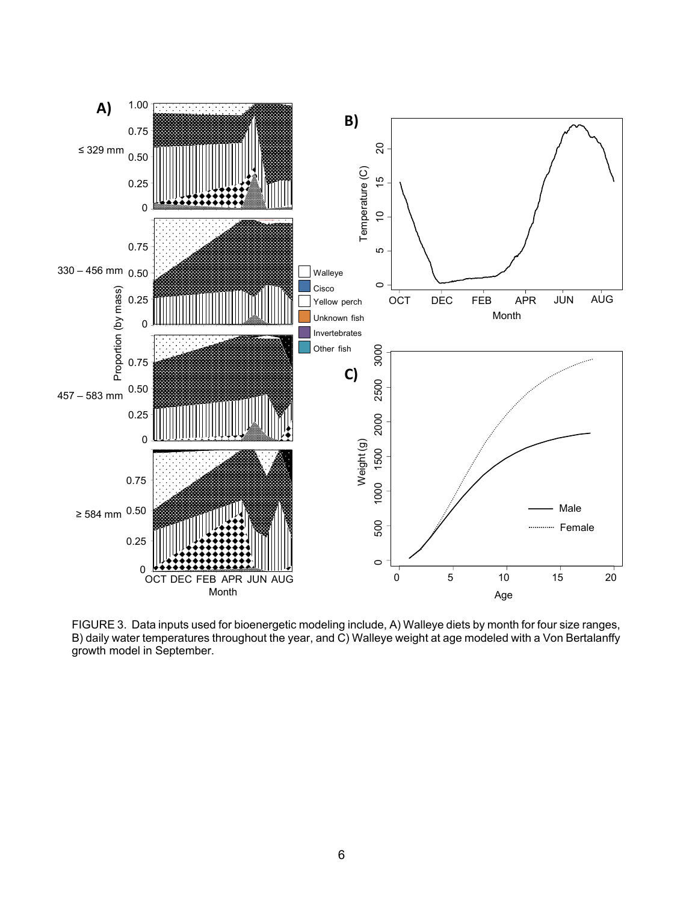FIGURE 3. Data inputs used for bioenergetic modeling include, A) Walleye diets by month for four size ranges, B) daily water temperatures throughout the year, and C) Walleye weight at age modeled with a Von Bertalanffy growth model in September.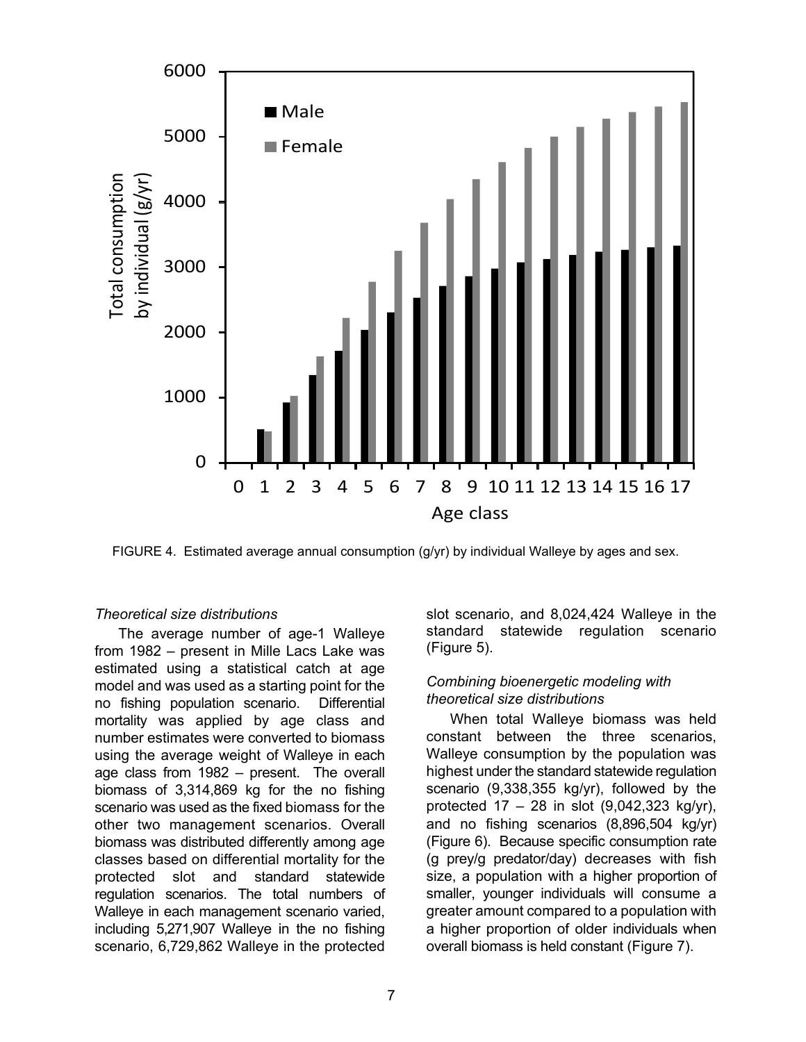FIGURE 4. Estimated average annual consumption (g/yr) by individual Walleye by ages and sex.

*Theoretical size distributions*

The average number of age-1 Walleye from 1982 – present in Mille Lacs Lake was estimated using a statistical catch at age model and was used as a starting point for the no fishing population scenario. Differential mortality was applied by age class and number estimates were converted to biomass using the average weight of Walleye in each age class from 1982 – present. The overall biomass of 3,314,869 kg for the no fishing scenario was used as the fixed biomass for the other two management scenarios. Overall biomass was distributed differently among age classes based on differential mortality for the protected slot and standard statewide regulation scenarios. The total numbers of Walleye in each management scenario varied, including 5,271,907 Walleye in the no fishing scenario, 6,729,862 Walleye in the protected slot scenario, and 8,024,424 Walleye in the standard statewide regulation scenario (Figure 5).

*Combining bioenergetic modeling with theoretical size distributions*

When total Walleye biomass was held constant between the three scenarios, Walleye consumption by the population was highest under the standard statewide regulation scenario (9,338,355 kg/yr), followed by the protected 17 – 28 in slot (9,042,323 kg/yr), and no fishing scenarios (8,896,504 kg/yr) (Figure 6). Because specific consumption rate (g prey/g predator/day) decreases with fish size, a population with a higher proportion of smaller, younger individuals will consume a greater amount compared to a population with a higher proportion of older individuals when overall biomass is held constant (Figure 7).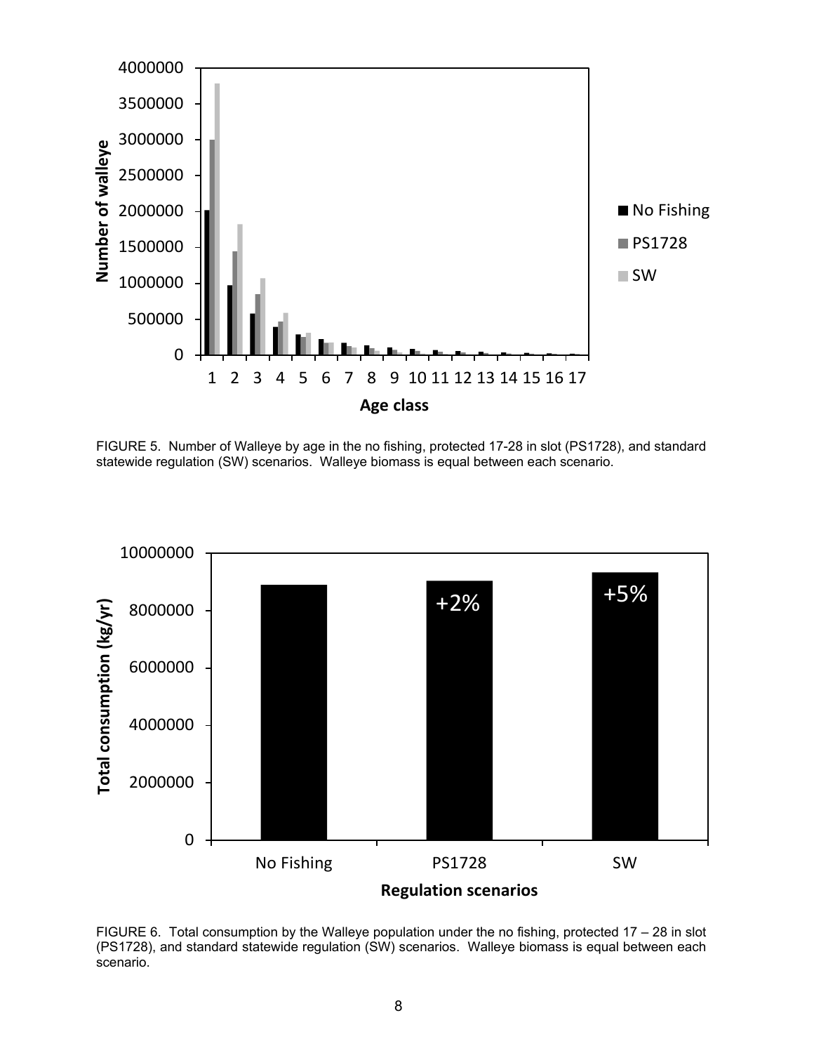FIGURE 5. Number of Walleye by age in the no fishing, protected 17-28 in slot (PS1728), and standard statewide regulation (SW) scenarios. Walleye biomass is equal between each scenario.

FIGURE 6. Total consumption by the Walleye population under the no fishing, protected 17 – 28 in slot (PS1728), and standard statewide regulation (SW) scenarios. Walleye biomass is equal between each scenario.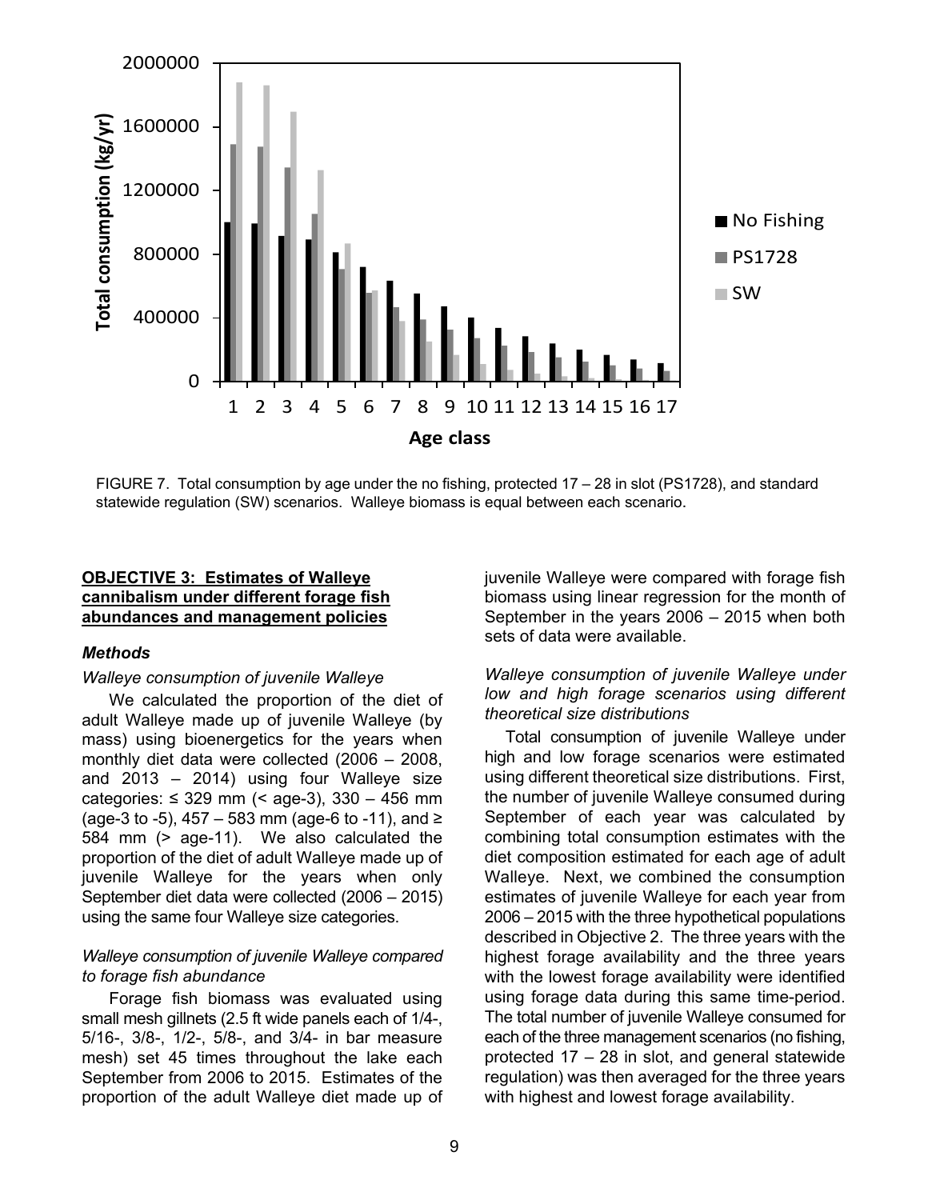FIGURE 7. Total consumption by age under the no fishing, protected 17 – 28 in slot (PS1728), and standard statewide regulation (SW) scenarios. Walleye biomass is equal between each scenario.

## OBJECTIVE 3: Estimates of Walleye cannibalism under different forage fish abundances and management policies

### Methods

*Walleye consumption of juvenile Walleye*

We calculated the proportion of the diet of adult Walleye made up of juvenile Walleye (by mass) using bioenergetics for the years when monthly diet data were collected (2006 – 2008, and 2013 – 2014) using four Walleye size categories: ≤ 329 mm (< age-3), 330 – 456 mm (age-3 to -5), 457 – 583 mm (age-6 to -11), and ≥ 584 mm (> age-11). We also calculated the proportion of the diet of adult Walleye made up of juvenile Walleye for the years when only September diet data were collected (2006 – 2015) using the same four Walleye size categories.

*Walleye consumption of juvenile Walleye compared to forage fish abundance*

Forage fish biomass was evaluated using small mesh gillnets (2.5 ft wide panels each of 1/4-, 5/16-, 3/8-, 1/2-, 5/8-, and 3/4- in bar measure mesh) set 45 times throughout the lake each September from 2006 to 2015. Estimates of the proportion of the adult Walleye diet made up of juvenile Walleye were compared with forage fish biomass using linear regression for the month of September in the years 2006 – 2015 when both sets of data were available.

*Walleye consumption of juvenile Walleye under low and high forage scenarios using different theoretical size distributions*

Total consumption of juvenile Walleye under high and low forage scenarios were estimated using different theoretical size distributions. First, the number of juvenile Walleye consumed during September of each year was calculated by combining total consumption estimates with the diet composition estimated for each age of adult Walleye. Next, we combined the consumption estimates of juvenile Walleye for each year from 2006 – 2015 with the three hypothetical populations described in Objective 2. The three years with the highest forage availability and the three years with the lowest forage availability were identified using forage data during this same time-period. The total number of juvenile Walleye consumed for each of the three management scenarios (no fishing, protected 17 – 28 in slot, and general statewide regulation) was then averaged for the three years with highest and lowest forage availability.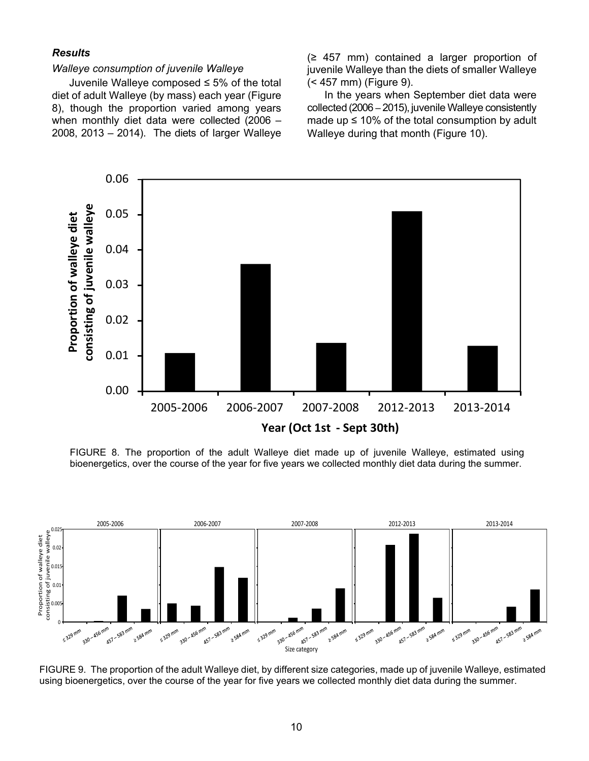### *Results*

*Walleye consumption of juvenile Walleye*

Juvenile Walleye composed ≤ 5% of the total diet of adult Walleye (by mass) each year (Figure 8), though the proportion varied among years when monthly diet data were collected (2006 – 2008, 2013 – 2014). The diets of larger Walleye (≥ 457 mm) contained a larger proportion of juvenile Walleye than the diets of smaller Walleye (< 457 mm) (Figure 9).

In the years when September diet data were collected (2006 – 2015), juvenile Walleye consistently made up ≤ 10% of the total consumption by adult Walleye during that month (Figure 10).

FIGURE 8. The proportion of the adult Walleye diet made up of juvenile Walleye, estimated using bioenergetics, over the course of the year for five years we collected monthly diet data during the summer.

FIGURE 9. The proportion of the adult Walleye diet, by different size categories, made up of juvenile Walleye, estimated using bioenergetics, over the course of the year for five years we collected monthly diet data during the summer.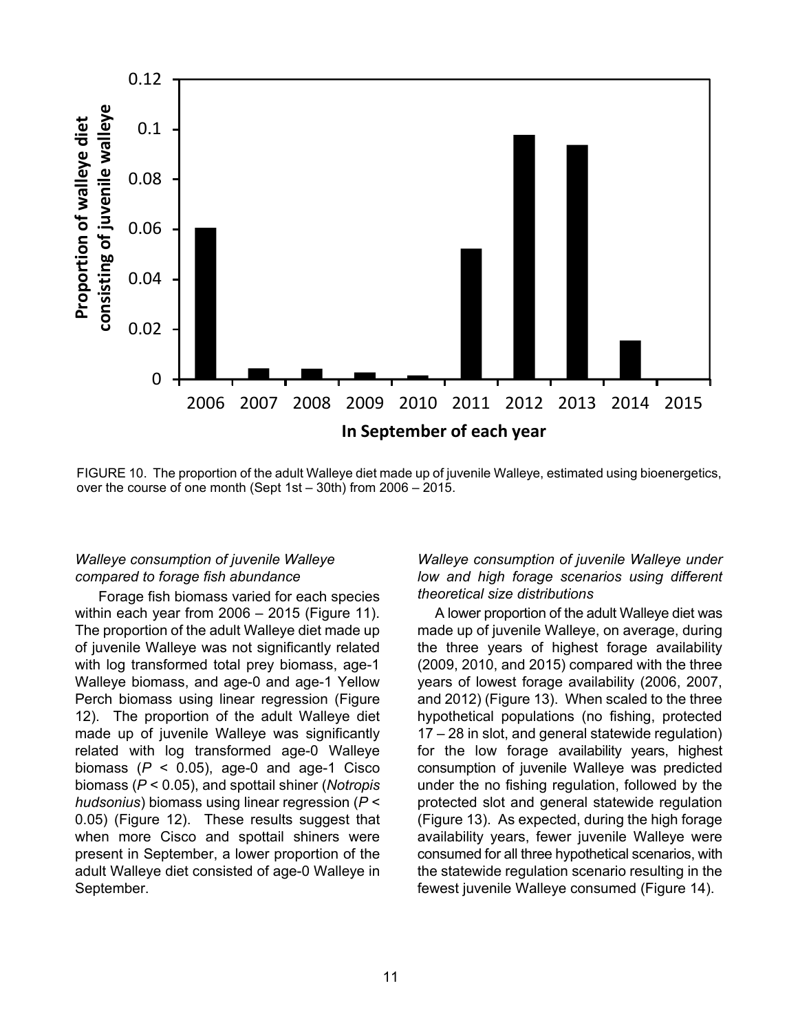FIGURE 10. The proportion of the adult Walleye diet made up of juvenile Walleye, estimated using bioenergetics, over the course of one month (Sept 1st – 30th) from 2006 – 2015.

*Walleye consumption of juvenile Walleye compared to forage fish abundance*

Forage fish biomass varied for each species within each year from 2006 – 2015 (Figure 11). The proportion of the adult Walleye diet made up of juvenile Walleye was not significantly related with log transformed total prey biomass, age-1 Walleye biomass, and age-0 and age-1 Yellow Perch biomass using linear regression (Figure 12). The proportion of the adult Walleye diet made up of juvenile Walleye was significantly related with log transformed age-0 Walleye biomass ($P < 0.05$), age-0 and age-1 Cisco biomass ($P < 0.05$), and spottail shiner (*Notropis hudsonius*) biomass using linear regression ($P < 0.05$) (Figure 12). These results suggest that when more Cisco and spottail shiners were present in September, a lower proportion of the adult Walleye diet consisted of age-0 Walleye in September.

*Walleye consumption of juvenile Walleye under low and high forage scenarios using different theoretical size distributions*

A lower proportion of the adult Walleye diet was made up of juvenile Walleye, on average, during the three years of highest forage availability (2009, 2010, and 2015) compared with the three years of lowest forage availability (2006, 2007, and 2012) (Figure 13). When scaled to the three hypothetical populations (no fishing, protected 17 – 28 in slot, and general statewide regulation) for the low forage availability years, highest consumption of juvenile Walleye was predicted under the no fishing regulation, followed by the protected slot and general statewide regulation (Figure 13). As expected, during the high forage availability years, fewer juvenile Walleye were consumed for all three hypothetical scenarios, with the statewide regulation scenario resulting in the fewest juvenile Walleye consumed (Figure 14).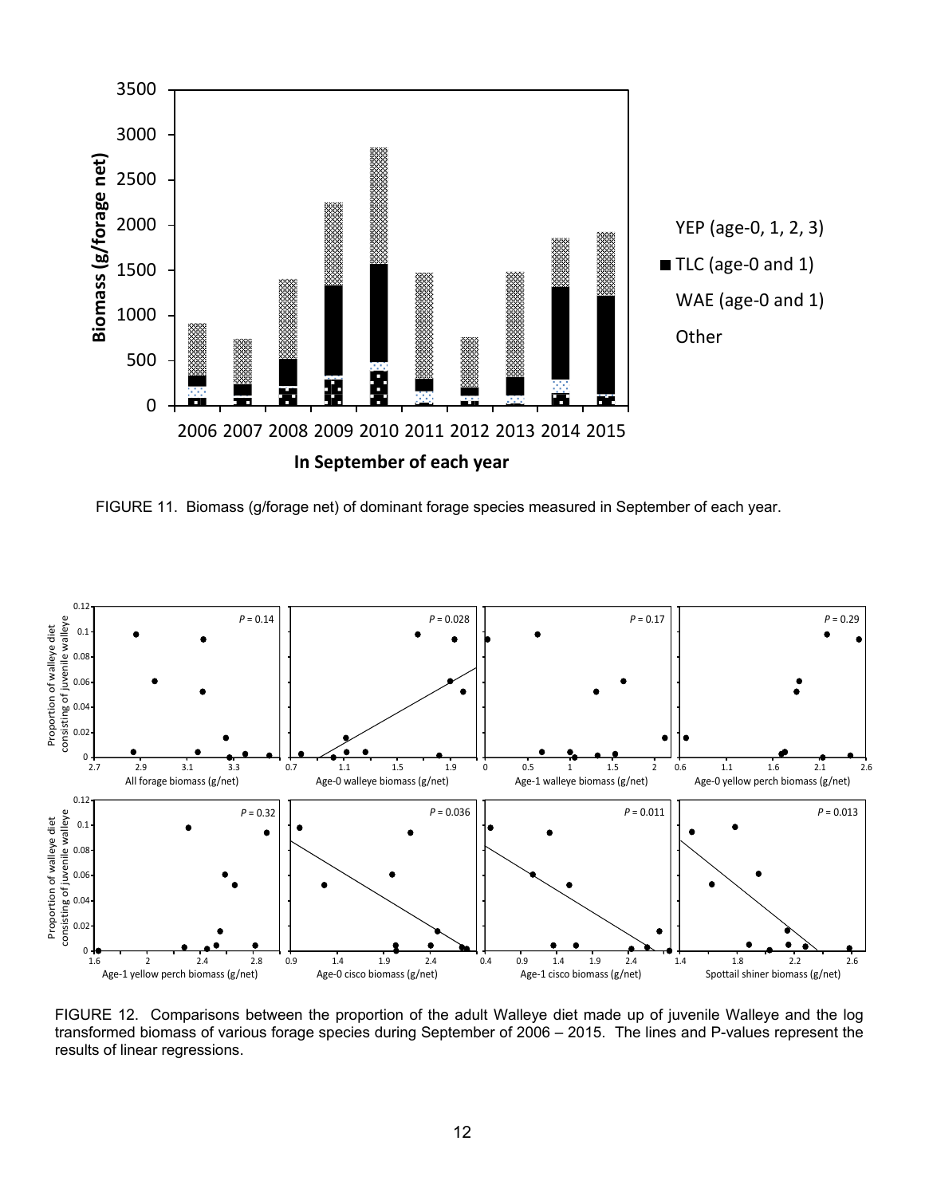FIGURE 11. Biomass (g/forage net) of dominant forage species measured in September of each year.

FIGURE 12. Comparisons between the proportion of the adult Walleye diet made up of juvenile Walleye and the log transformed biomass of various forage species during September of 2006 – 2015. The lines and P-values represent the results of linear regressions.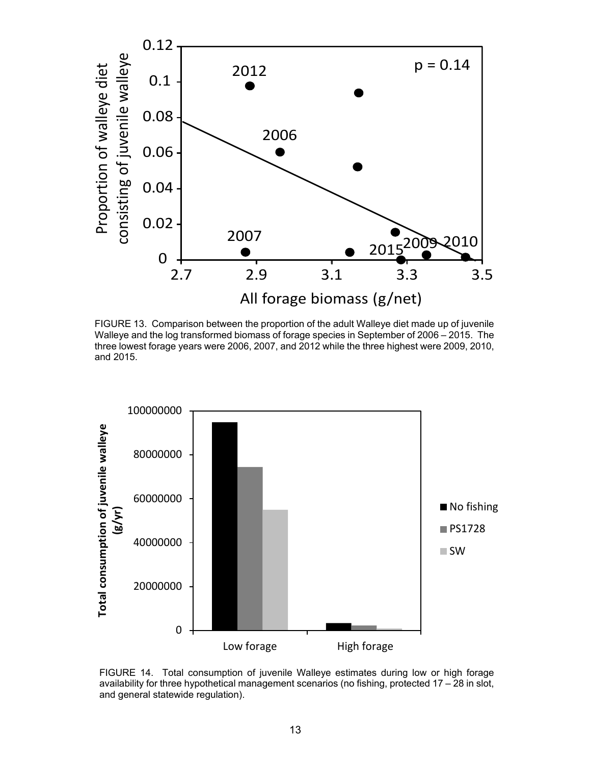FIGURE 13. Comparison between the proportion of the adult Walleye diet made up of juvenile Walleye and the log transformed biomass of forage species in September of 2006 – 2015. The three lowest forage years were 2006, 2007, and 2012 while the three highest were 2009, 2010, and 2015.

FIGURE 14. Total consumption of juvenile Walleye estimates during low or high forage availability for three hypothetical management scenarios (no fishing, protected 17 – 28 in slot, and general statewide regulation).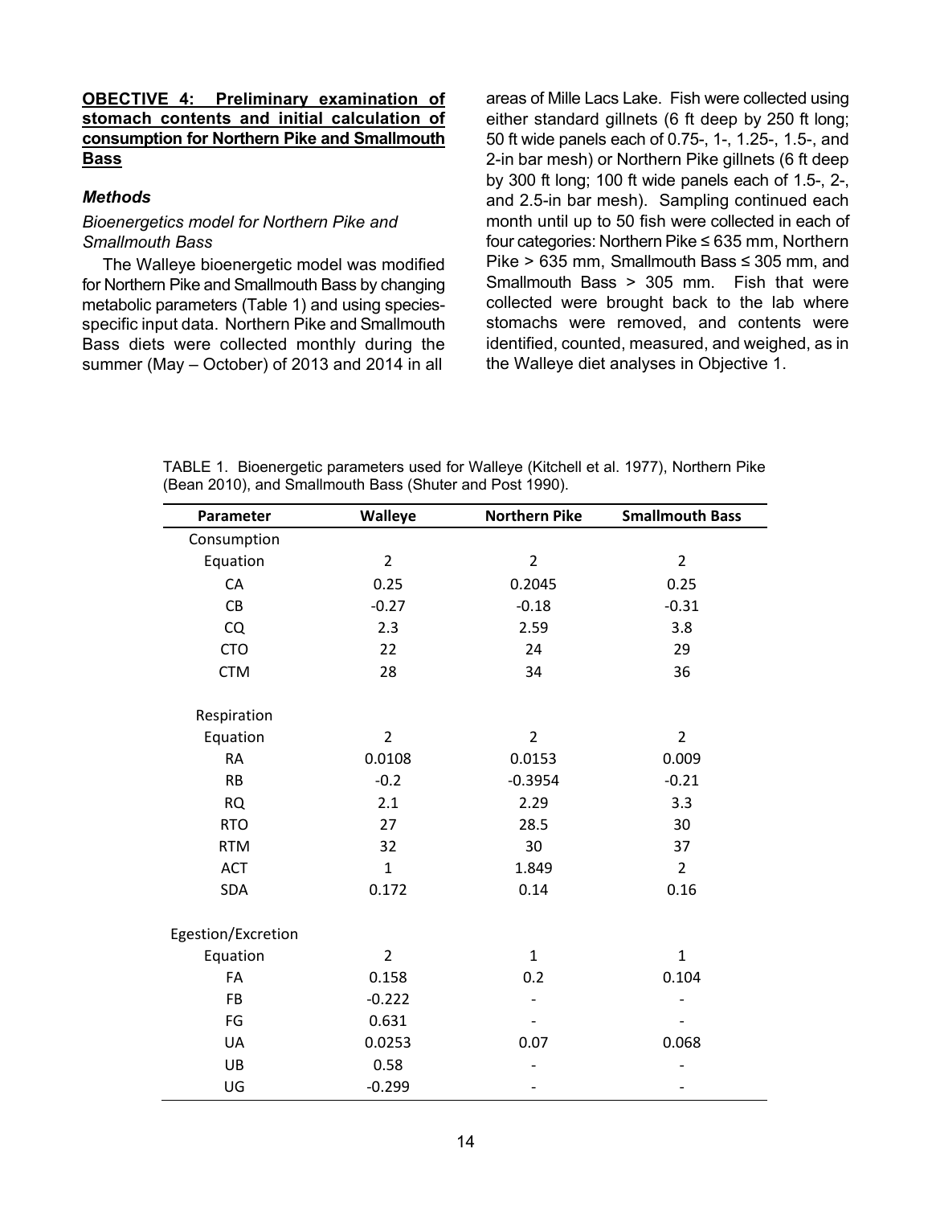**<u>OBECTIVE 4: Preliminary examination of stomach contents and initial calculation of consumption for Northern Pike and Smallmouth Bass</u>**

### *Methods*

*Bioenergetics model for Northern Pike and Smallmouth Bass*

The Walleye bioenergetic model was modified for Northern Pike and Smallmouth Bass by changing metabolic parameters (Table 1) and using species-specific input data. Northern Pike and Smallmouth Bass diets were collected monthly during the summer (May – October) of 2013 and 2014 in all areas of Mille Lacs Lake. Fish were collected using either standard gillnets (6 ft deep by 250 ft long; 50 ft wide panels each of 0.75-, 1-, 1.25-, 1.5-, and 2-in bar mesh) or Northern Pike gillnets (6 ft deep by 300 ft long; 100 ft wide panels each of 1.5-, 2-, and 2.5-in bar mesh). Sampling continued each month until up to 50 fish were collected in each of four categories: Northern Pike ≤ 635 mm, Northern Pike > 635 mm, Smallmouth Bass ≤ 305 mm, and Smallmouth Bass > 305 mm. Fish that were collected were brought back to the lab where stomachs were removed, and contents were identified, counted, measured, and weighed, as in the Walleye diet analyses in Objective 1.

TABLE 1. Bioenergetic parameters used for Walleye (Kitchell et al. 1977), Northern Pike (Bean 2010), and Smallmouth Bass (Shuter and Post 1990).

| Parameter | Walleye | Northern Pike | Smallmouth Bass |
|---|---|---|---|
| Consumption | | | |
| Equation | 2 | 2 | 2 |
| CA | 0.25 | 0.2045 | 0.25 |
| CB | -0.27 | -0.18 | -0.31 |
| CQ | 2.3 | 2.59 | 3.8 |
| CTO | 22 | 24 | 29 |
| CTM | 28 | 34 | 36 |
| Respiration | | | |
| Equation | 2 | 2 | 2 |
| RA | 0.0108 | 0.0153 | 0.009 |
| RB | -0.2 | -0.3954 | -0.21 |
| RQ | 2.1 | 2.29 | 3.3 |
| RTO | 27 | 28.5 | 30 |
| RTM | 32 | 30 | 37 |
| ACT | 1 | 1.849 | 2 |
| SDA | 0.172 | 0.14 | 0.16 |
| Egestion/Excretion | | | |
| Equation | 2 | 1 | 1 |
| FA | 0.158 | 0.2 | 0.104 |
| FB | -0.222 | - | - |
| FG | 0.631 | - | - |
| UA | 0.0253 | 0.07 | 0.068 |
| UB | 0.58 | - | - |
| UG | -0.299 | - | - |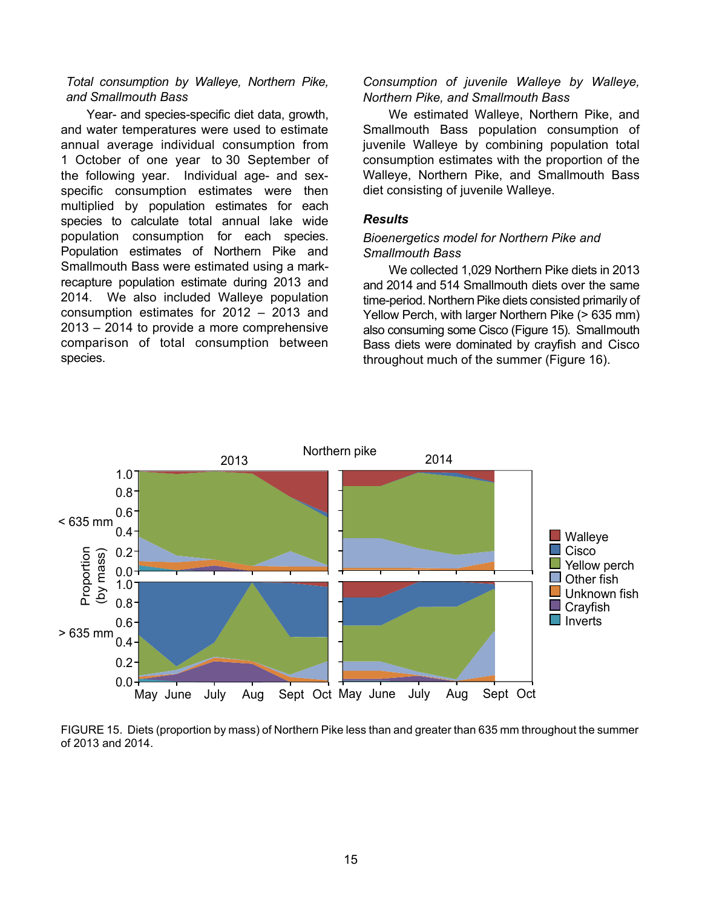*Total consumption by Walleye, Northern Pike, and Smallmouth Bass*

Year- and species-specific diet data, growth, and water temperatures were used to estimate annual average individual consumption from 1 October of one year to 30 September of the following year. Individual age- and sex-specific consumption estimates were then multiplied by population estimates for each species to calculate total annual lake wide population consumption for each species. Population estimates of Northern Pike and Smallmouth Bass were estimated using a mark-recapture population estimate during 2013 and 2014. We also included Walleye population consumption estimates for 2012 – 2013 and 2013 – 2014 to provide a more comprehensive comparison of total consumption between species.

*Consumption of juvenile Walleye by Walleye, Northern Pike, and Smallmouth Bass*

We estimated Walleye, Northern Pike, and Smallmouth Bass population consumption of juvenile Walleye by combining population total consumption estimates with the proportion of the Walleye, Northern Pike, and Smallmouth Bass diet consisting of juvenile Walleye.

## Results

*Bioenergetics model for Northern Pike and Smallmouth Bass*

We collected 1,029 Northern Pike diets in 2013 and 2014 and 514 Smallmouth diets over the same time-period. Northern Pike diets consisted primarily of Yellow Perch, with larger Northern Pike (> 635 mm) also consuming some Cisco (Figure 15). Smallmouth Bass diets were dominated by crayfish and Cisco throughout much of the summer (Figure 16).

FIGURE 15. Diets (proportion by mass) of Northern Pike less than and greater than 635 mm throughout the summer of 2013 and 2014.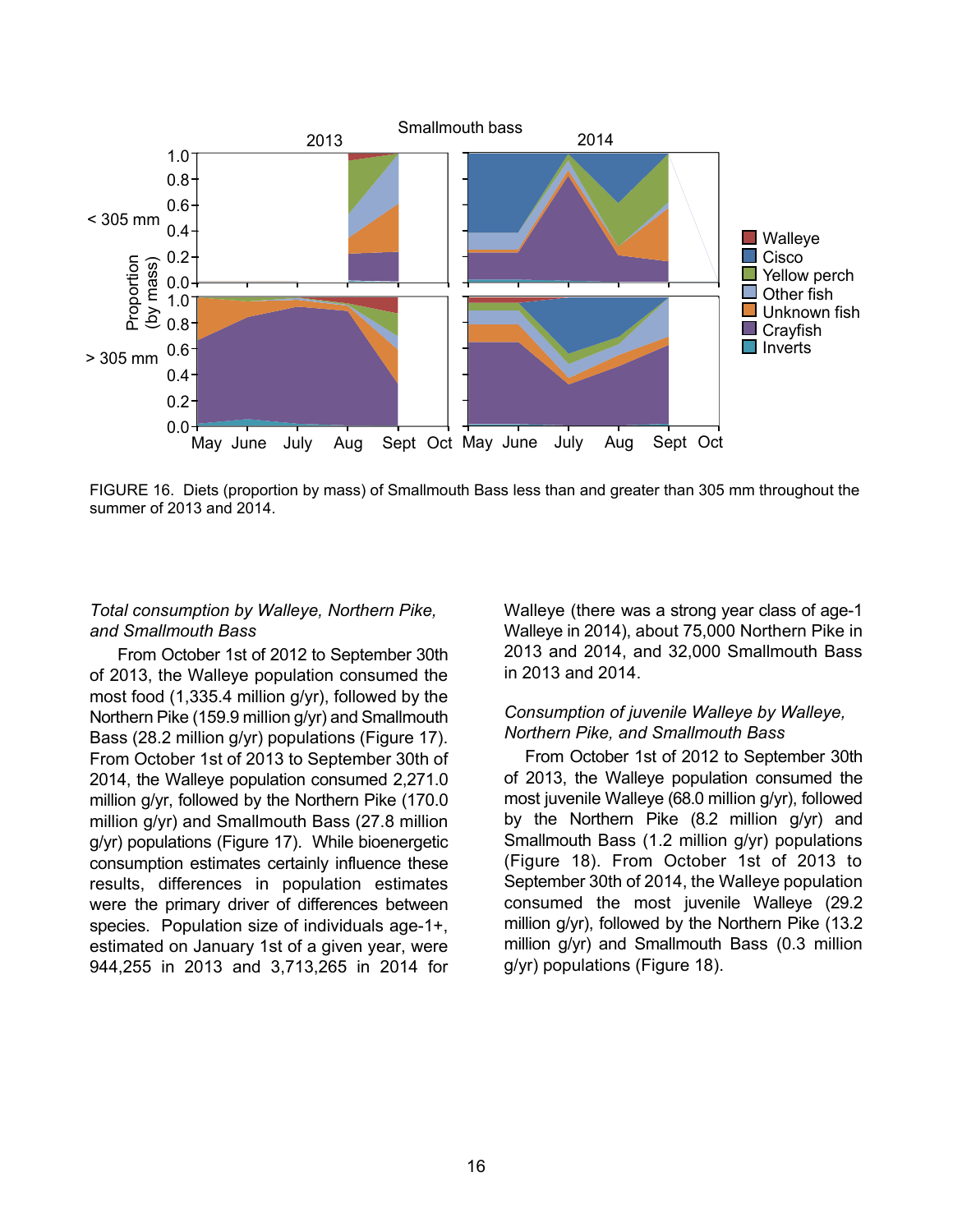FIGURE 16. Diets (proportion by mass) of Smallmouth Bass less than and greater than 305 mm throughout the summer of 2013 and 2014.

*Total consumption by Walleye, Northern Pike, and Smallmouth Bass*

From October 1st of 2012 to September 30th of 2013, the Walleye population consumed the most food (1,335.4 million g/yr), followed by the Northern Pike (159.9 million g/yr) and Smallmouth Bass (28.2 million g/yr) populations (Figure 17). From October 1st of 2013 to September 30th of 2014, the Walleye population consumed 2,271.0 million g/yr, followed by the Northern Pike (170.0 million g/yr) and Smallmouth Bass (27.8 million g/yr) populations (Figure 17). While bioenergetic consumption estimates certainly influence these results, differences in population estimates were the primary driver of differences between species. Population size of individuals age-1+, estimated on January 1st of a given year, were 944,255 in 2013 and 3,713,265 in 2014 for Walleye (there was a strong year class of age-1 Walleye in 2014), about 75,000 Northern Pike in 2013 and 2014, and 32,000 Smallmouth Bass in 2013 and 2014.

*Consumption of juvenile Walleye by Walleye, Northern Pike, and Smallmouth Bass*

From October 1st of 2012 to September 30th of 2013, the Walleye population consumed the most juvenile Walleye (68.0 million g/yr), followed by the Northern Pike (8.2 million g/yr) and Smallmouth Bass (1.2 million g/yr) populations (Figure 18). From October 1st of 2013 to September 30th of 2014, the Walleye population consumed the most juvenile Walleye (29.2 million g/yr), followed by the Northern Pike (13.2 million g/yr) and Smallmouth Bass (0.3 million g/yr) populations (Figure 18).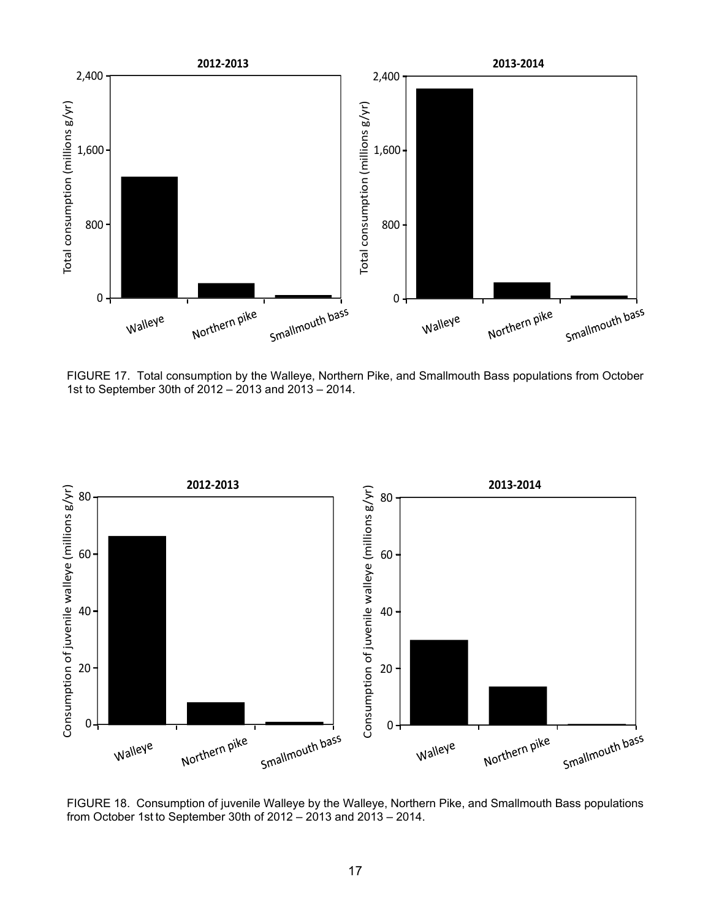FIGURE 17. Total consumption by the Walleye, Northern Pike, and Smallmouth Bass populations from October 1st to September 30th of 2012 – 2013 and 2013 – 2014.

FIGURE 18. Consumption of juvenile Walleye by the Walleye, Northern Pike, and Smallmouth Bass populations from October 1st to September 30th of 2012 – 2013 and 2013 – 2014.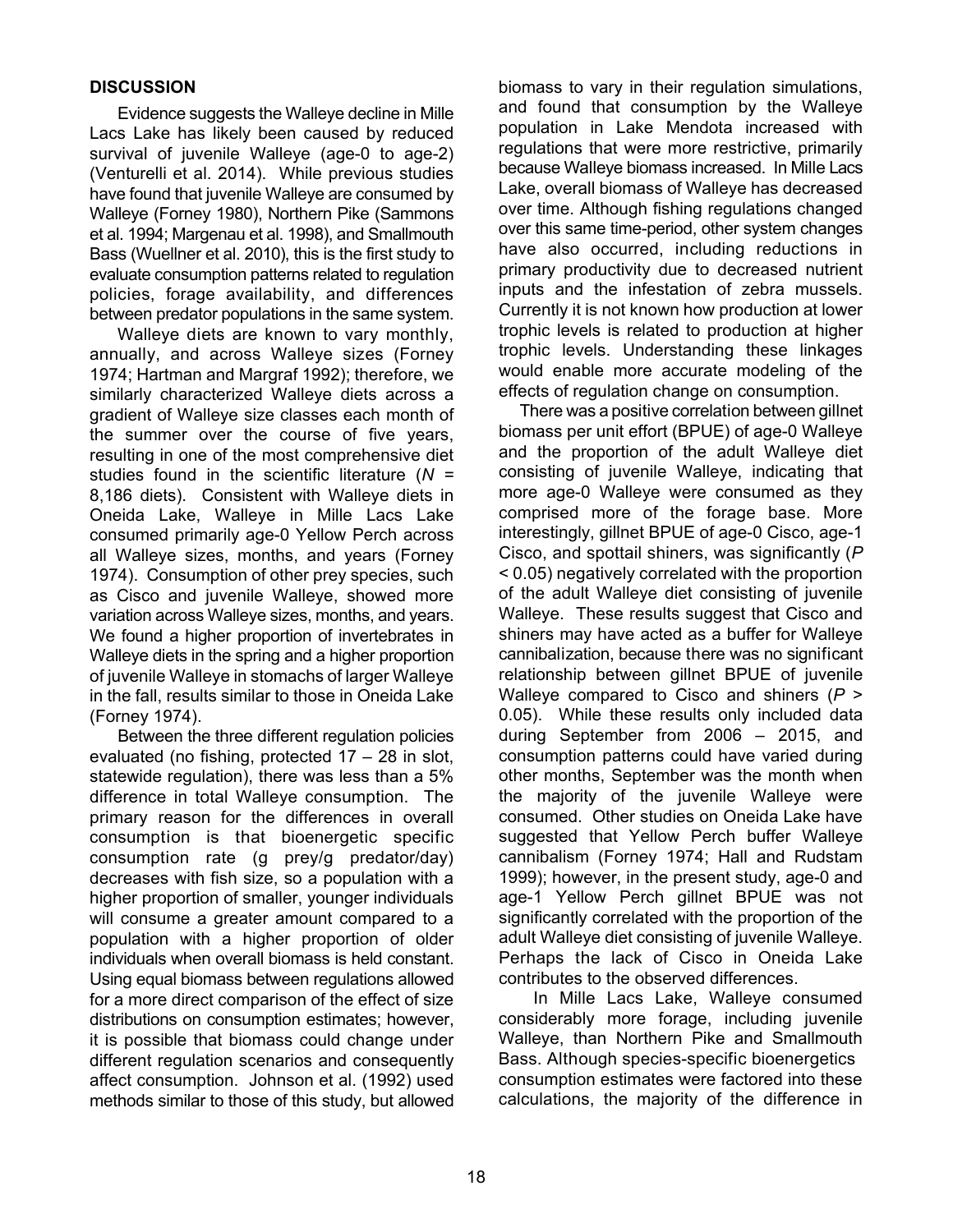## DISCUSSION

Evidence suggests the Walleye decline in Mille Lacs Lake has likely been caused by reduced survival of juvenile Walleye (age-0 to age-2) (Venturelli et al. 2014). While previous studies have found that juvenile Walleye are consumed by Walleye (Forney 1980), Northern Pike (Sammons et al. 1994; Margenau et al. 1998), and Smallmouth Bass (Wuellner et al. 2010), this is the first study to evaluate consumption patterns related to regulation policies, forage availability, and differences between predator populations in the same system.

Walleye diets are known to vary monthly, annually, and across Walleye sizes (Forney 1974; Hartman and Margraf 1992); therefore, we similarly characterized Walleye diets across a gradient of Walleye size classes each month of the summer over the course of five years, resulting in one of the most comprehensive diet studies found in the scientific literature (*N* = 8,186 diets). Consistent with Walleye diets in Oneida Lake, Walleye in Mille Lacs Lake consumed primarily age-0 Yellow Perch across all Walleye sizes, months, and years (Forney 1974). Consumption of other prey species, such as Cisco and juvenile Walleye, showed more variation across Walleye sizes, months, and years. We found a higher proportion of invertebrates in Walleye diets in the spring and a higher proportion of juvenile Walleye in stomachs of larger Walleye in the fall, results similar to those in Oneida Lake (Forney 1974).

Between the three different regulation policies evaluated (no fishing, protected 17 – 28 in slot, statewide regulation), there was less than a 5% difference in total Walleye consumption. The primary reason for the differences in overall consumption is that bioenergetic specific consumption rate (g prey/g predator/day) decreases with fish size, so a population with a higher proportion of smaller, younger individuals will consume a greater amount compared to a population with a higher proportion of older individuals when overall biomass is held constant. Using equal biomass between regulations allowed for a more direct comparison of the effect of size distributions on consumption estimates; however, it is possible that biomass could change under different regulation scenarios and consequently affect consumption. Johnson et al. (1992) used methods similar to those of this study, but allowed biomass to vary in their regulation simulations, and found that consumption by the Walleye population in Lake Mendota increased with regulations that were more restrictive, primarily because Walleye biomass increased. In Mille Lacs Lake, overall biomass of Walleye has decreased over time. Although fishing regulations changed over this same time-period, other system changes have also occurred, including reductions in primary productivity due to decreased nutrient inputs and the infestation of zebra mussels. Currently it is not known how production at lower trophic levels is related to production at higher trophic levels. Understanding these linkages would enable more accurate modeling of the effects of regulation change on consumption.

There was a positive correlation between gillnet biomass per unit effort (BPUE) of age-0 Walleye and the proportion of the adult Walleye diet consisting of juvenile Walleye, indicating that more age-0 Walleye were consumed as they comprised more of the forage base. More interestingly, gillnet BPUE of age-0 Cisco, age-1 Cisco, and spottail shiners, was significantly ($P < 0.05$) negatively correlated with the proportion of the adult Walleye diet consisting of juvenile Walleye. These results suggest that Cisco and shiners may have acted as a buffer for Walleye cannibalization, because there was no significant relationship between gillnet BPUE of juvenile Walleye compared to Cisco and shiners ($P > 0.05$). While these results only included data during September from 2006 – 2015, and consumption patterns could have varied during other months, September was the month when the majority of the juvenile Walleye were consumed. Other studies on Oneida Lake have suggested that Yellow Perch buffer Walleye cannibalism (Forney 1974; Hall and Rudstam 1999); however, in the present study, age-0 and age-1 Yellow Perch gillnet BPUE was not significantly correlated with the proportion of the adult Walleye diet consisting of juvenile Walleye. Perhaps the lack of Cisco in Oneida Lake contributes to the observed differences.

In Mille Lacs Lake, Walleye consumed considerably more forage, including juvenile Walleye, than Northern Pike and Smallmouth Bass. Although species-specific bioenergetics consumption estimates were factored into these calculations, the majority of the difference in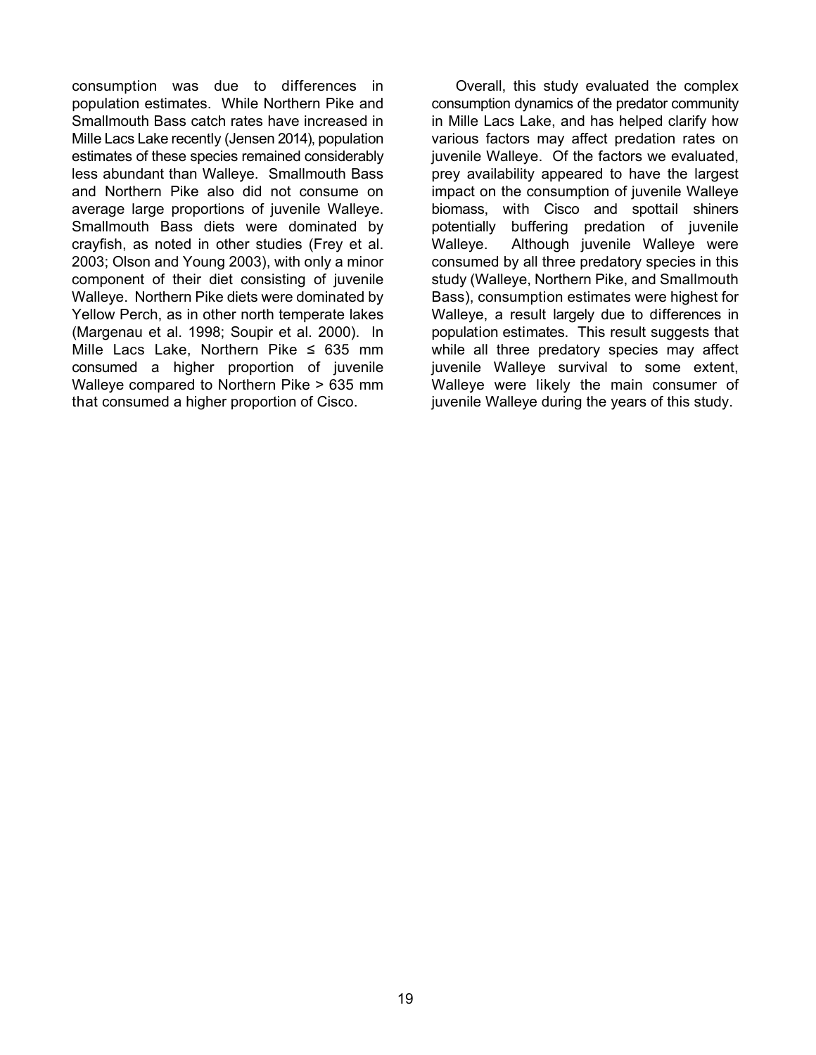consumption was due to differences in population estimates. While Northern Pike and Smallmouth Bass catch rates have increased in Mille Lacs Lake recently (Jensen 2014), population estimates of these species remained considerably less abundant than Walleye. Smallmouth Bass and Northern Pike also did not consume on average large proportions of juvenile Walleye. Smallmouth Bass diets were dominated by crayfish, as noted in other studies (Frey et al. 2003; Olson and Young 2003), with only a minor component of their diet consisting of juvenile Walleye. Northern Pike diets were dominated by Yellow Perch, as in other north temperate lakes (Margenau et al. 1998; Soupir et al. 2000). In Mille Lacs Lake, Northern Pike ≤ 635 mm consumed a higher proportion of juvenile Walleye compared to Northern Pike > 635 mm that consumed a higher proportion of Cisco.

Overall, this study evaluated the complex consumption dynamics of the predator community in Mille Lacs Lake, and has helped clarify how various factors may affect predation rates on juvenile Walleye. Of the factors we evaluated, prey availability appeared to have the largest impact on the consumption of juvenile Walleye biomass, with Cisco and spottail shiners potentially buffering predation of juvenile Walleye. Although juvenile Walleye were consumed by all three predatory species in this study (Walleye, Northern Pike, and Smallmouth Bass), consumption estimates were highest for Walleye, a result largely due to differences in population estimates. This result suggests that while all three predatory species may affect juvenile Walleye survival to some extent, Walleye were likely the main consumer of juvenile Walleye during the years of this study.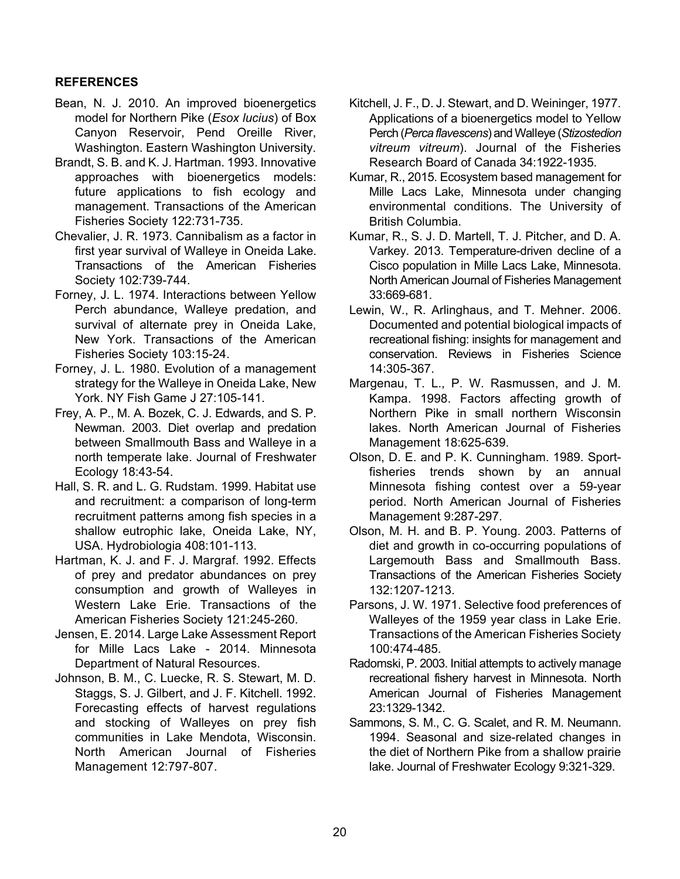## REFERENCES

Bean, N. J. 2010. An improved bioenergetics model for Northern Pike (*Esox lucius*) of Box Canyon Reservoir, Pend Oreille River, Washington. Eastern Washington University.

Brandt, S. B. and K. J. Hartman. 1993. Innovative approaches with bioenergetics models: future applications to fish ecology and management. Transactions of the American Fisheries Society 122:731-735.

Chevalier, J. R. 1973. Cannibalism as a factor in first year survival of Walleye in Oneida Lake. Transactions of the American Fisheries Society 102:739-744.

Forney, J. L. 1974. Interactions between Yellow Perch abundance, Walleye predation, and survival of alternate prey in Oneida Lake, New York. Transactions of the American Fisheries Society 103:15-24.

Forney, J. L. 1980. Evolution of a management strategy for the Walleye in Oneida Lake, New York. NY Fish Game J 27:105-141.

Frey, A. P., M. A. Bozek, C. J. Edwards, and S. P. Newman. 2003. Diet overlap and predation between Smallmouth Bass and Walleye in a north temperate lake. Journal of Freshwater Ecology 18:43-54.

Hall, S. R. and L. G. Rudstam. 1999. Habitat use and recruitment: a comparison of long-term recruitment patterns among fish species in a shallow eutrophic lake, Oneida Lake, NY, USA. Hydrobiologia 408:101-113.

Hartman, K. J. and F. J. Margraf. 1992. Effects of prey and predator abundances on prey consumption and growth of Walleyes in Western Lake Erie. Transactions of the American Fisheries Society 121:245-260.

Jensen, E. 2014. Large Lake Assessment Report for Mille Lacs Lake - 2014. Minnesota Department of Natural Resources.

Johnson, B. M., C. Luecke, R. S. Stewart, M. D. Staggs, S. J. Gilbert, and J. F. Kitchell. 1992. Forecasting effects of harvest regulations and stocking of Walleyes on prey fish communities in Lake Mendota, Wisconsin. North American Journal of Fisheries Management 12:797-807.

Kitchell, J. F., D. J. Stewart, and D. Weininger, 1977. Applications of a bioenergetics model to Yellow Perch (*Perca flavescens*) and Walleye (*Stizostedion vitreum vitreum*). Journal of the Fisheries Research Board of Canada 34:1922-1935.

Kumar, R., 2015. Ecosystem based management for Mille Lacs Lake, Minnesota under changing environmental conditions. The University of British Columbia.

Kumar, R., S. J. D. Martell, T. J. Pitcher, and D. A. Varkey. 2013. Temperature-driven decline of a Cisco population in Mille Lacs Lake, Minnesota. North American Journal of Fisheries Management 33:669-681.

Lewin, W., R. Arlinghaus, and T. Mehner. 2006. Documented and potential biological impacts of recreational fishing: insights for management and conservation. Reviews in Fisheries Science 14:305-367.

Margenau, T. L., P. W. Rasmussen, and J. M. Kampa. 1998. Factors affecting growth of Northern Pike in small northern Wisconsin lakes. North American Journal of Fisheries Management 18:625-639.

Olson, D. E. and P. K. Cunningham. 1989. Sport-fisheries trends shown by an annual Minnesota fishing contest over a 59-year period. North American Journal of Fisheries Management 9:287-297.

Olson, M. H. and B. P. Young. 2003. Patterns of diet and growth in co-occurring populations of Largemouth Bass and Smallmouth Bass. Transactions of the American Fisheries Society 132:1207-1213.

Parsons, J. W. 1971. Selective food preferences of Walleyes of the 1959 year class in Lake Erie. Transactions of the American Fisheries Society 100:474-485.

Radomski, P. 2003. Initial attempts to actively manage recreational fishery harvest in Minnesota. North American Journal of Fisheries Management 23:1329-1342.

Sammons, S. M., C. G. Scalet, and R. M. Neumann. 1994. Seasonal and size-related changes in the diet of Northern Pike from a shallow prairie lake. Journal of Freshwater Ecology 9:321-329.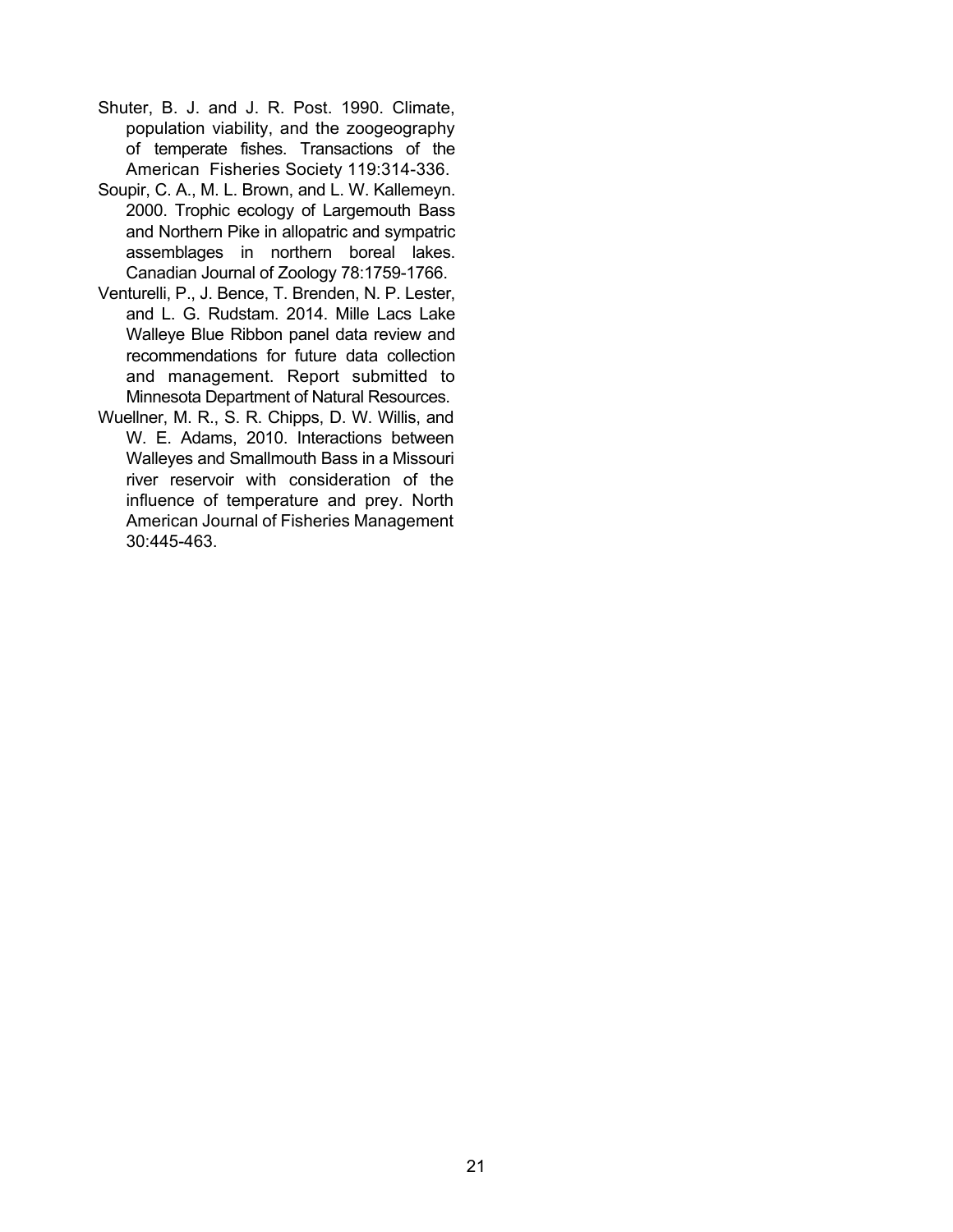Shuter, B. J. and J. R. Post. 1990. Climate, population viability, and the zoogeography of temperate fishes. Transactions of the American Fisheries Society 119:314-336.

Soupir, C. A., M. L. Brown, and L. W. Kallemeyn. 2000. Trophic ecology of Largemouth Bass and Northern Pike in allopatric and sympatric assemblages in northern boreal lakes. Canadian Journal of Zoology 78:1759-1766.

Venturelli, P., J. Bence, T. Brenden, N. P. Lester, and L. G. Rudstam. 2014. Mille Lacs Lake Walleye Blue Ribbon panel data review and recommendations for future data collection and management. Report submitted to Minnesota Department of Natural Resources.

Wuellner, M. R., S. R. Chipps, D. W. Willis, and W. E. Adams, 2010. Interactions between Walleyes and Smallmouth Bass in a Missouri river reservoir with consideration of the influence of temperature and prey. North American Journal of Fisheries Management 30:445-463.